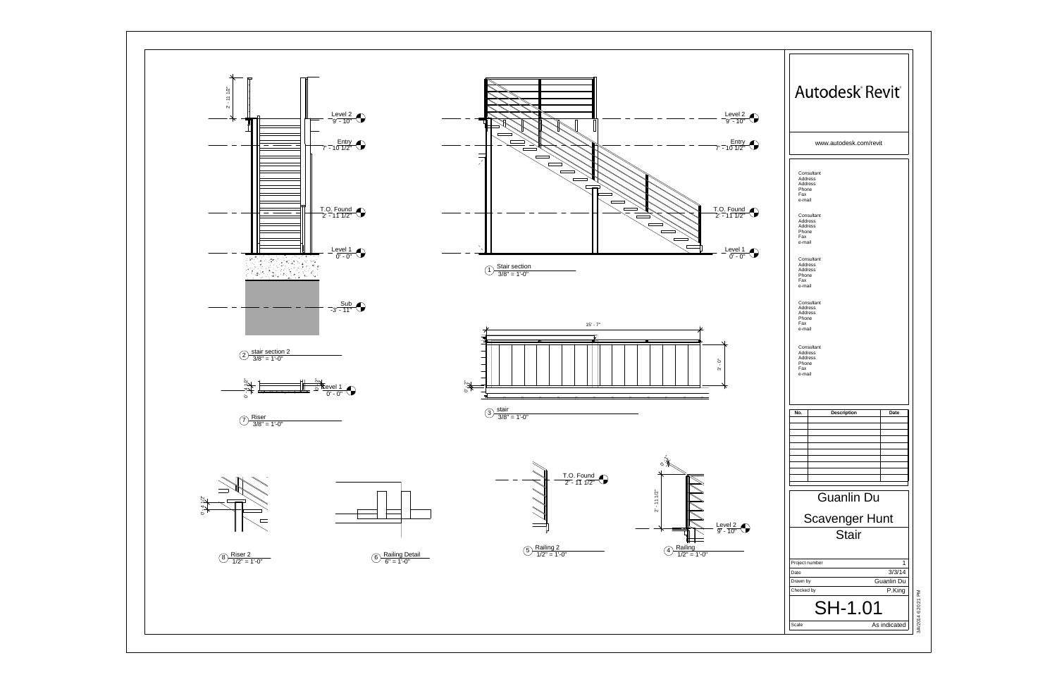Level 2
9' - 10"

Entry
7' - 10 1/2"

T.O. Found
2' - 11 1/2"

Level 1
0' - 0"

Sub
-3' - 11"

2' - 11 1/2"

2 stair section 2
3/8" = 1'-0"

1 Stair section
3/8" = 1'-0"

15' - 7"

3' - 0"

3 stair
3/8" = 1'-0"

Level 1
0' - 0"

7 Riser
3/8" = 1'-0"

8 Riser 2
1/2" = 1'-0"

6 Railing Detail
6" = 1'-0"

T.O. Found
2' - 11 1/2"

5 Railing 2
1/2" = 1'-0"

2' - 11 1/2"

Level 2
9' - 10"

4 Railing
1/2" = 1'-0"

Autodesk® Revit®

www.autodesk.com/revit

Consultant
Address
Address
Phone
Fax
e-mail

Consultant
Address
Address
Phone
Fax
e-mail

Consultant
Address
Address
Phone
Fax
e-mail

Consultant
Address
Address
Phone
Fax
e-mail

Consultant
Address
Address
Phone
Fax
e-mail

| No. | Description | Date |
|---|---|---|
| | | |

Guanlin Du

Scavenger Hunt

Stair

| | |
|---|---|
| Project number | 1 |
| Date | 3/3/14 |
| Drawn by | Guanlin Du |
| Checked by | P.King |

SH-1.01

Scale: As indicated

3/4/2014 6:20:21 PM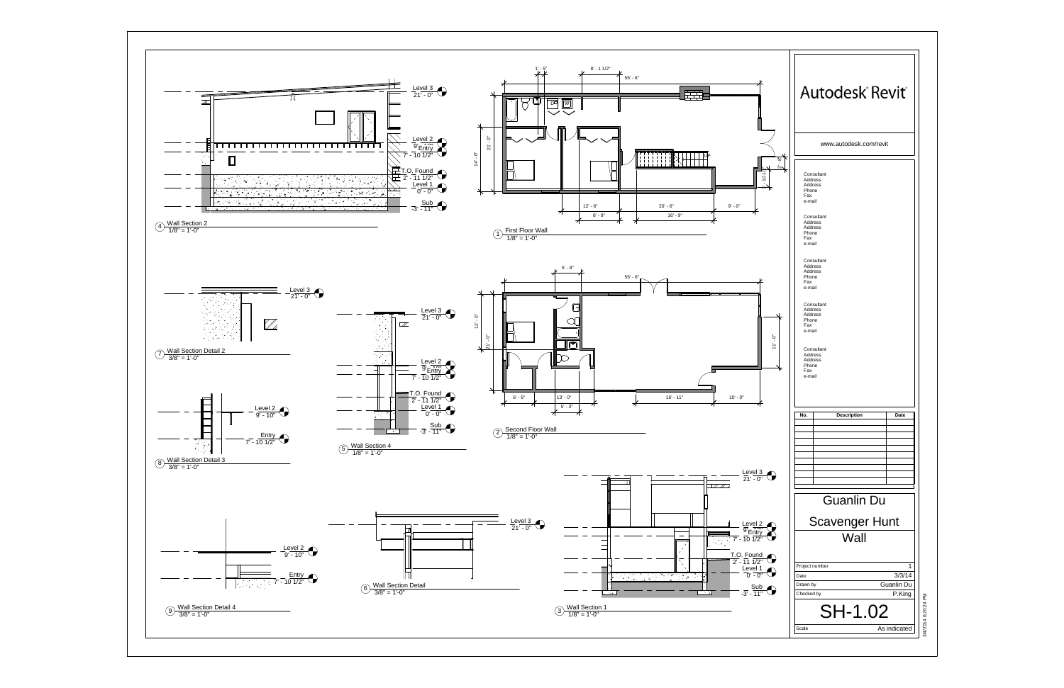Level 3
21' - 0"

Level 2
9' - 10"
Entry
7' - 10 1/2"

T.O. Found
2' - 11 1/2"
Level 1
0' - 0"

Sub
-3' - 11"

4 Wall Section 2
1/8" = 1'-0"

1' - 5"
8' - 1 1/2"
55' - 6"
23' - 0"
14' - 0"
2' - 8"
1' - 10 1/2"
12' - 6"
8' - 9"
20' - 6"
16' - 9"
9' - 0"

1 First Floor Wall
1/8" = 1'-0"

5' - 8"
55' - 6"
12' - 0"
21' - 0"
11' - 0"
6' - 6"
13' - 0"
5' - 3"
16' - 11"
10' - 0"

2 Second Floor Wall
1/8" = 1'-0"

Level 3
21' - 0"

7 Wall Section Detail 2
3/8" = 1'-0"

Level 2
9' - 10"
Entry
7' - 10 1/2"

8 Wall Section Detail 3
3/8" = 1'-0"

Level 3
21' - 0"
Level 2
9' - 10"
Entry
7' - 10 1/2"
T.O. Found
2' - 11 1/2"
Level 1
0' - 0"
Sub
-3' - 11"

5 Wall Section 4
1/8" = 1'-0"

Level 2
9' - 10"
Entry
7' - 10 1/2"

9 Wall Section Detail 4
3/8" = 1'-0"

Level 3
21' - 0"

6 Wall Section Detail
3/8" = 1'-0"

Level 3
21' - 0"
Level 2
9' - 10"
Entry
7' - 10 1/2"
T.O. Found
2' - 11 1/2"
Level 1
0' - 0"
Sub
-3' - 11"

3 Wall Section 1
1/8" = 1'-0"

Autodesk® Revit®

www.autodesk.com/revit

Consultant
Address
Address
Phone
Fax
e-mail

Consultant
Address
Address
Phone
Fax
e-mail

Consultant
Address
Address
Phone
Fax
e-mail

Consultant
Address
Address
Phone
Fax
e-mail

Consultant
Address
Address
Phone
Fax
e-mail

| No. | Description | Date |
| --- | --- | --- |
| | | |

Guanlin Du

Scavenger Hunt

Wall

| | |
| --- | --- |
| Project number | 1 |
| Date | 3/3/14 |
| Drawn by | Guanlin Du |
| Checked by | P.King |

SH-1.02

| | |
| --- | --- |
| Scale | As indicated |

3/4/2014 6:20:24 PM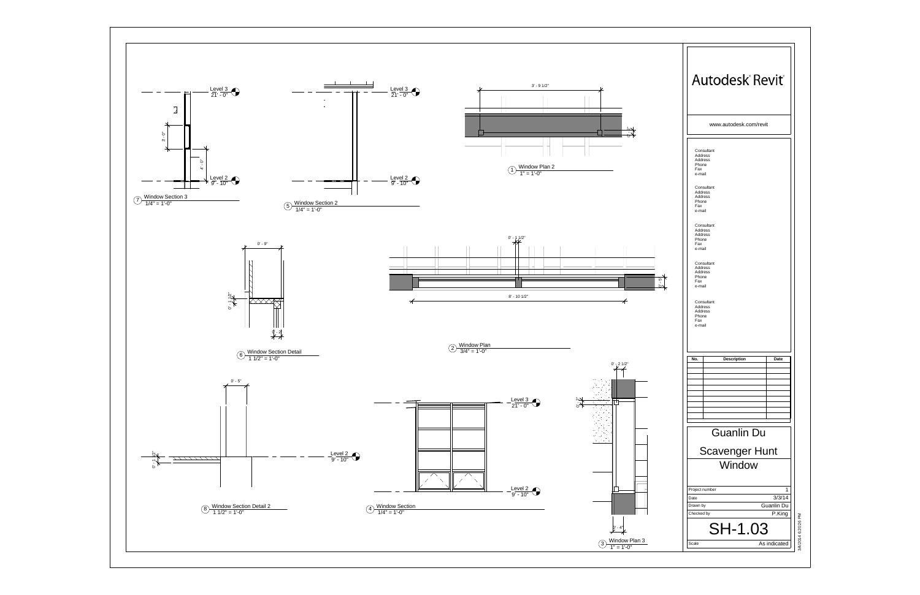Level 3
21' - 0"

3' - 0"

4' - 0"

Level 2
9' - 10"

7 Window Section 3
1/4" = 1'-0"

Level 3
21' - 0"

Level 2
9' - 10"

5 Window Section 2
1/4" = 1'-0"

3' - 9 1/2"

1 Window Plan 2
1" = 1'-0"

0' - 9"

0' - 1 1/2"

0' - 2"

6 Window Section Detail
1 1/2" = 1'-0"

0' - 1 1/2"

8' - 10 1/2"

0' - 5"

2 Window Plan
3/4" = 1'-0"

0' - 5"

0' - 1 1/2"

Level 2
9' - 10"

8 Window Section Detail 2
1 1/2" = 1'-0"

Level 3
21' - 0"

Level 2
9' - 10"

4 Window Section
1/4" = 1'-0"

0' - 2 1/2"

0' - 4"

3 Window Plan 3
1" = 1'-0"

Autodesk® Revit®

www.autodesk.com/revit

Consultant
Address
Address
Phone
Fax
e-mail

Consultant
Address
Address
Phone
Fax
e-mail

Consultant
Address
Address
Phone
Fax
e-mail

Consultant
Address
Address
Phone
Fax
e-mail

Consultant
Address
Address
Phone
Fax
e-mail

| No. | Description | Date |
|---|---|---|
| | | |

Guanlin Du

Scavenger Hunt

Window

| | |
|---|---|
| Project number | 1 |
| Date | 3/3/14 |
| Drawn by | Guanlin Du |
| Checked by | P.King |

SH-1.03

Scale | As indicated

3/4/2014 6:20:26 PM